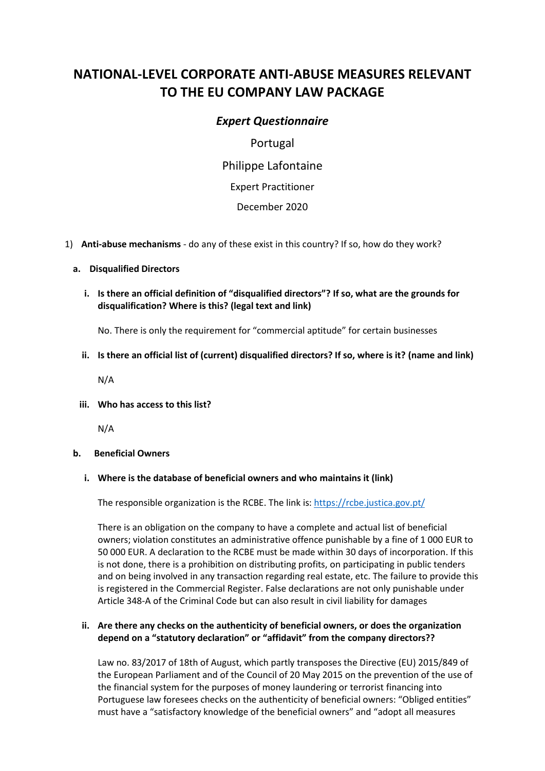# NATIONAL-LEVEL CORPORATE ANTI-ABUSE MEASURES RELEVANT TO THE EU COMPANY LAW PACKAGE

## *Expert Questionnaire*

Portugal

Philippe Lafontaine

Expert Practitioner

December 2020

1) **Anti-abuse mechanisms** - do any of these exist in this country? If so, how do they work?

   **a. Disqualified Directors**

   **i. Is there an official definition of "disqualified directors"? If so, what are the grounds for disqualification? Where is this? (legal text and link)**

   No. There is only the requirement for "commercial aptitude" for certain businesses

   **ii. Is there an official list of (current) disqualified directors? If so, where is it? (name and link)**

   N/A

   **iii. Who has access to this list?**

   N/A

   **b. Beneficial Owners**

   **i. Where is the database of beneficial owners and who maintains it (link)**

   The responsible organization is the RCBE. The link is: https://rcbe.justica.gov.pt/

   There is an obligation on the company to have a complete and actual list of beneficial owners; violation constitutes an administrative offence punishable by a fine of 1 000 EUR to 50 000 EUR. A declaration to the RCBE must be made within 30 days of incorporation. If this is not done, there is a prohibition on distributing profits, on participating in public tenders and on being involved in any transaction regarding real estate, etc. The failure to provide this is registered in the Commercial Register. False declarations are not only punishable under Article 348-A of the Criminal Code but can also result in civil liability for damages

   **ii. Are there any checks on the authenticity of beneficial owners, or does the organization depend on a "statutory declaration" or "affidavit" from the company directors??**

   Law no. 83/2017 of 18th of August, which partly transposes the Directive (EU) 2015/849 of the European Parliament and of the Council of 20 May 2015 on the prevention of the use of the financial system for the purposes of money laundering or terrorist financing into Portuguese law foresees checks on the authenticity of beneficial owners: "Obliged entities" must have a "satisfactory knowledge of the beneficial owners" and "adopt all measures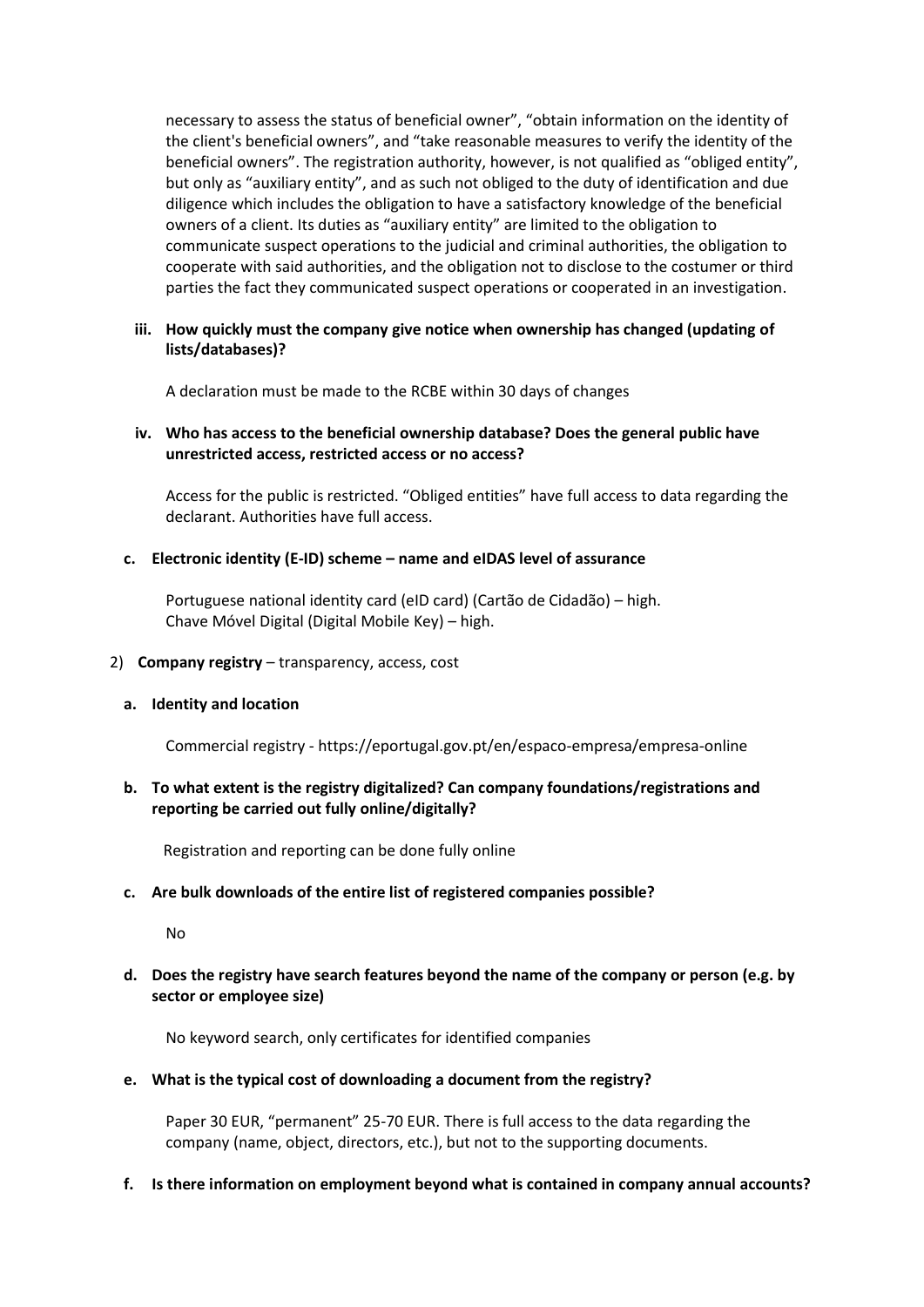necessary to assess the status of beneficial owner", "obtain information on the identity of the client's beneficial owners", and "take reasonable measures to verify the identity of the beneficial owners". The registration authority, however, is not qualified as "obliged entity", but only as "auxiliary entity", and as such not obliged to the duty of identification and due diligence which includes the obligation to have a satisfactory knowledge of the beneficial owners of a client. Its duties as "auxiliary entity" are limited to the obligation to communicate suspect operations to the judicial and criminal authorities, the obligation to cooperate with said authorities, and the obligation not to disclose to the costumer or third parties the fact they communicated suspect operations or cooperated in an investigation.

**iii. How quickly must the company give notice when ownership has changed (updating of lists/databases)?**

A declaration must be made to the RCBE within 30 days of changes

**iv. Who has access to the beneficial ownership database? Does the general public have unrestricted access, restricted access or no access?**

Access for the public is restricted. "Obliged entities" have full access to data regarding the declarant. Authorities have full access.

**c. Electronic identity (E-ID) scheme – name and eIDAS level of assurance**

Portuguese national identity card (eID card) (Cartão de Cidadão) – high.
Chave Móvel Digital (Digital Mobile Key) – high.

2) **Company registry** – transparency, access, cost

**a. Identity and location**

Commercial registry - https://eportugal.gov.pt/en/espaco-empresa/empresa-online

**b. To what extent is the registry digitalized? Can company foundations/registrations and reporting be carried out fully online/digitally?**

Registration and reporting can be done fully online

**c. Are bulk downloads of the entire list of registered companies possible?**

No

**d. Does the registry have search features beyond the name of the company or person (e.g. by sector or employee size)**

No keyword search, only certificates for identified companies

**e. What is the typical cost of downloading a document from the registry?**

Paper 30 EUR, "permanent" 25-70 EUR. There is full access to the data regarding the company (name, object, directors, etc.), but not to the supporting documents.

**f. Is there information on employment beyond what is contained in company annual accounts?**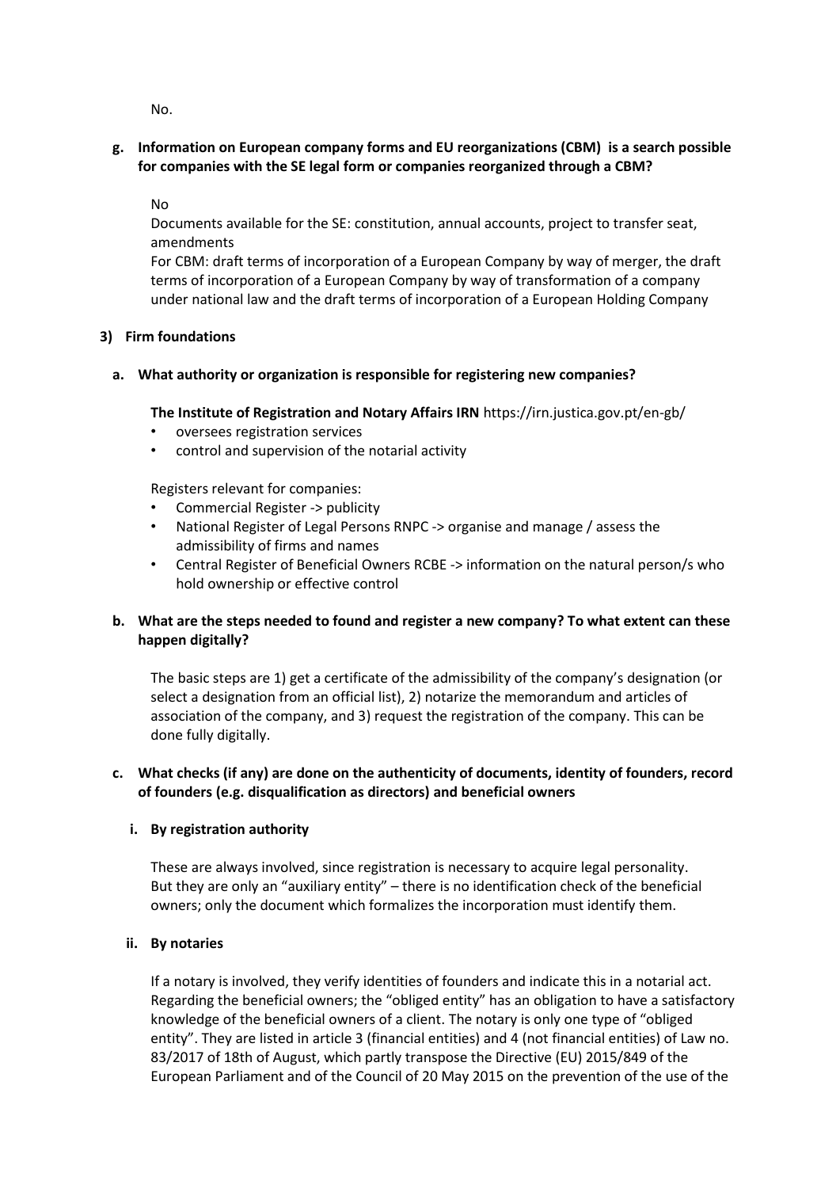No.

#### g. Information on European company forms and EU reorganizations (CBM) is a search possible for companies with the SE legal form or companies reorganized through a CBM?

No

Documents available for the SE: constitution, annual accounts, project to transfer seat, amendments

For CBM: draft terms of incorporation of a European Company by way of merger, the draft terms of incorporation of a European Company by way of transformation of a company under national law and the draft terms of incorporation of a European Holding Company

### 3) Firm foundations

#### a. What authority or organization is responsible for registering new companies?

**The Institute of Registration and Notary Affairs IRN** https://irn.justica.gov.pt/en-gb/

- oversees registration services
- control and supervision of the notarial activity

Registers relevant for companies:

- Commercial Register -> publicity
- National Register of Legal Persons RNPC -> organise and manage / assess the admissibility of firms and names
- Central Register of Beneficial Owners RCBE -> information on the natural person/s who hold ownership or effective control

#### b. What are the steps needed to found and register a new company? To what extent can these happen digitally?

The basic steps are 1) get a certificate of the admissibility of the company's designation (or select a designation from an official list), 2) notarize the memorandum and articles of association of the company, and 3) request the registration of the company. This can be done fully digitally.

#### c. What checks (if any) are done on the authenticity of documents, identity of founders, record of founders (e.g. disqualification as directors) and beneficial owners

##### i. By registration authority

These are always involved, since registration is necessary to acquire legal personality. But they are only an "auxiliary entity" – there is no identification check of the beneficial owners; only the document which formalizes the incorporation must identify them.

##### ii. By notaries

If a notary is involved, they verify identities of founders and indicate this in a notarial act. Regarding the beneficial owners; the "obliged entity" has an obligation to have a satisfactory knowledge of the beneficial owners of a client. The notary is only one type of "obliged entity". They are listed in article 3 (financial entities) and 4 (not financial entities) of Law no. 83/2017 of 18th of August, which partly transpose the Directive (EU) 2015/849 of the European Parliament and of the Council of 20 May 2015 on the prevention of the use of the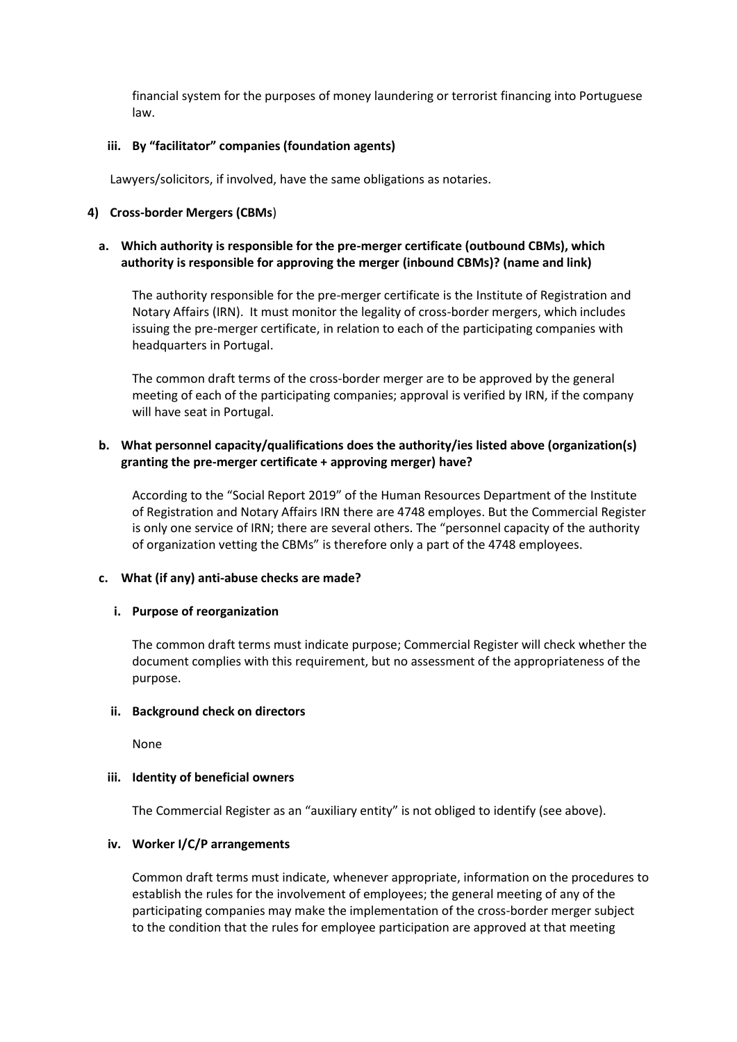financial system for the purposes of money laundering or terrorist financing into Portuguese law.

**iii. By "facilitator" companies (foundation agents)**

Lawyers/solicitors, if involved, have the same obligations as notaries.

**4) Cross-border Mergers (CBMs)**

**a. Which authority is responsible for the pre-merger certificate (outbound CBMs), which authority is responsible for approving the merger (inbound CBMs)? (name and link)**

The authority responsible for the pre-merger certificate is the Institute of Registration and Notary Affairs (IRN). It must monitor the legality of cross-border mergers, which includes issuing the pre-merger certificate, in relation to each of the participating companies with headquarters in Portugal.

The common draft terms of the cross-border merger are to be approved by the general meeting of each of the participating companies; approval is verified by IRN, if the company will have seat in Portugal.

**b. What personnel capacity/qualifications does the authority/ies listed above (organization(s) granting the pre-merger certificate + approving merger) have?**

According to the "Social Report 2019" of the Human Resources Department of the Institute of Registration and Notary Affairs IRN there are 4748 employes. But the Commercial Register is only one service of IRN; there are several others. The "personnel capacity of the authority of organization vetting the CBMs" is therefore only a part of the 4748 employees.

**c. What (if any) anti-abuse checks are made?**

**i. Purpose of reorganization**

The common draft terms must indicate purpose; Commercial Register will check whether the document complies with this requirement, but no assessment of the appropriateness of the purpose.

**ii. Background check on directors**

None

**iii. Identity of beneficial owners**

The Commercial Register as an "auxiliary entity" is not obliged to identify (see above).

**iv. Worker I/C/P arrangements**

Common draft terms must indicate, whenever appropriate, information on the procedures to establish the rules for the involvement of employees; the general meeting of any of the participating companies may make the implementation of the cross-border merger subject to the condition that the rules for employee participation are approved at that meeting